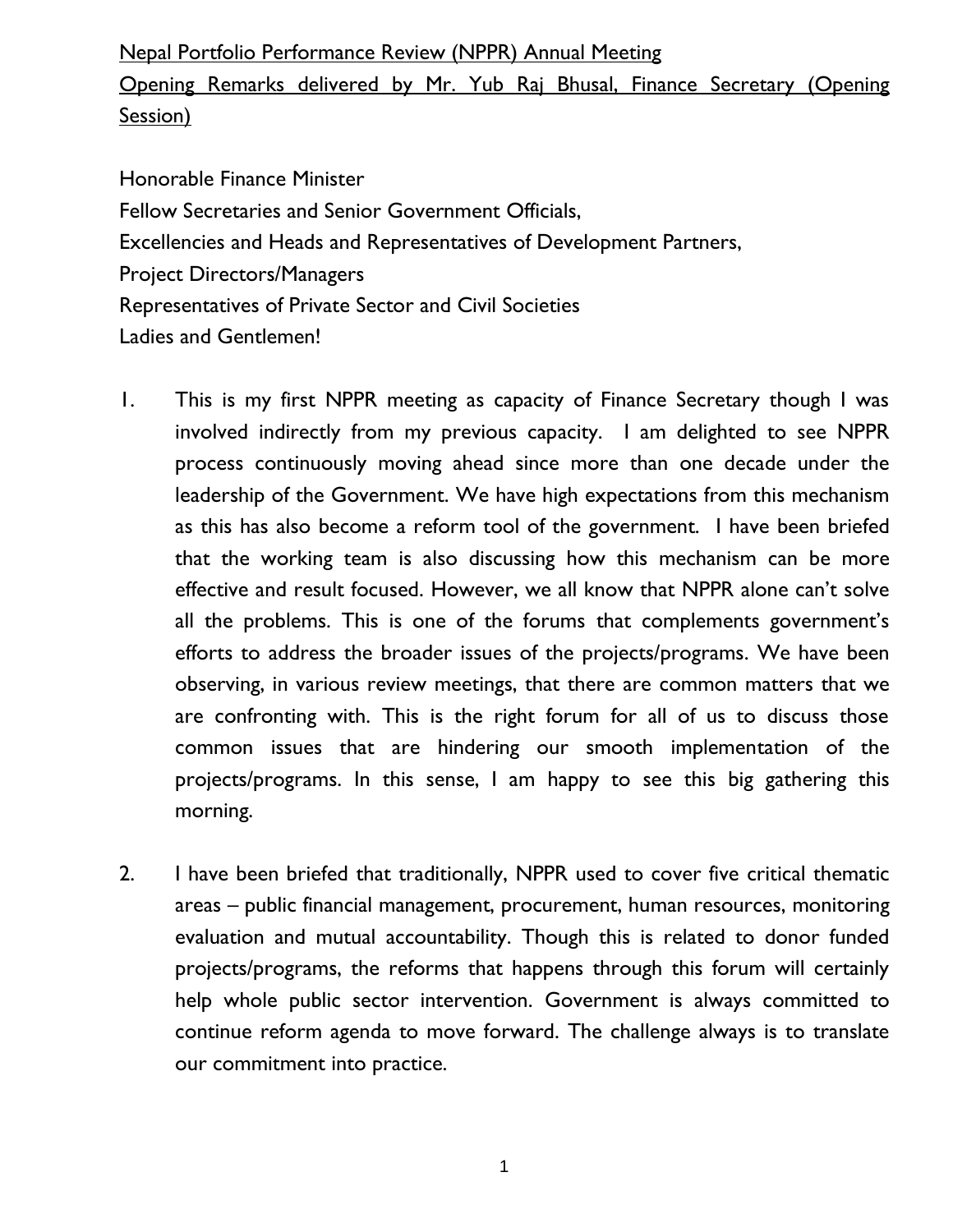Nepal Portfolio Performance Review (NPPR) Annual Meeting

Opening Remarks delivered by Mr. Yub Raj Bhusal, Finance Secretary (Opening Session)

Honorable Finance Minister
Fellow Secretaries and Senior Government Officials,
Excellencies and Heads and Representatives of Development Partners,
Project Directors/Managers
Representatives of Private Sector and Civil Societies
Ladies and Gentlemen!

1. This is my first NPPR meeting as capacity of Finance Secretary though I was involved indirectly from my previous capacity. I am delighted to see NPPR process continuously moving ahead since more than one decade under the leadership of the Government. We have high expectations from this mechanism as this has also become a reform tool of the government. I have been briefed that the working team is also discussing how this mechanism can be more effective and result focused. However, we all know that NPPR alone can't solve all the problems. This is one of the forums that complements government's efforts to address the broader issues of the projects/programs. We have been observing, in various review meetings, that there are common matters that we are confronting with. This is the right forum for all of us to discuss those common issues that are hindering our smooth implementation of the projects/programs. In this sense, I am happy to see this big gathering this morning.

2. I have been briefed that traditionally, NPPR used to cover five critical thematic areas – public financial management, procurement, human resources, monitoring evaluation and mutual accountability. Though this is related to donor funded projects/programs, the reforms that happens through this forum will certainly help whole public sector intervention. Government is always committed to continue reform agenda to move forward. The challenge always is to translate our commitment into practice.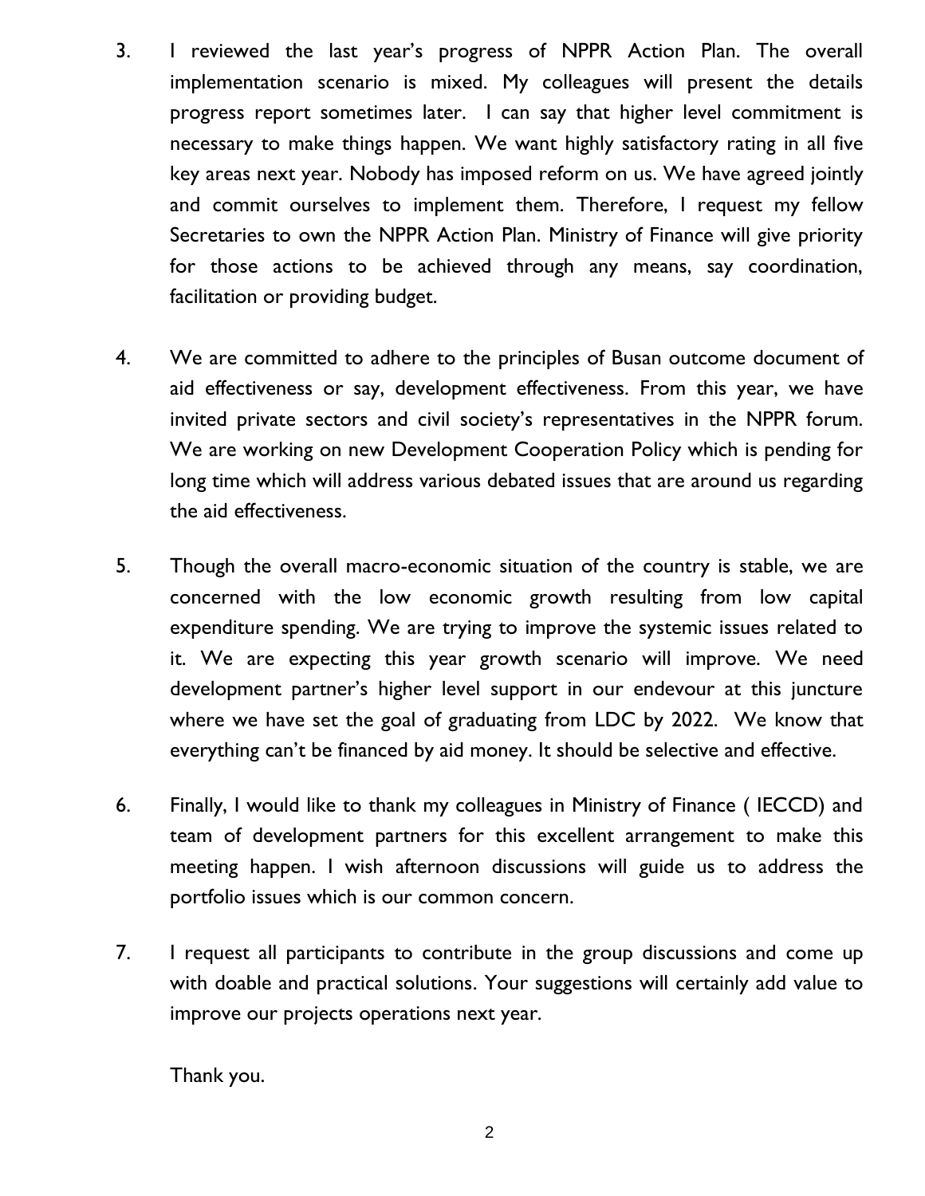3. I reviewed the last year's progress of NPPR Action Plan. The overall implementation scenario is mixed. My colleagues will present the details progress report sometimes later. I can say that higher level commitment is necessary to make things happen. We want highly satisfactory rating in all five key areas next year. Nobody has imposed reform on us. We have agreed jointly and commit ourselves to implement them. Therefore, I request my fellow Secretaries to own the NPPR Action Plan. Ministry of Finance will give priority for those actions to be achieved through any means, say coordination, facilitation or providing budget.

4. We are committed to adhere to the principles of Busan outcome document of aid effectiveness or say, development effectiveness. From this year, we have invited private sectors and civil society's representatives in the NPPR forum. We are working on new Development Cooperation Policy which is pending for long time which will address various debated issues that are around us regarding the aid effectiveness.

5. Though the overall macro-economic situation of the country is stable, we are concerned with the low economic growth resulting from low capital expenditure spending. We are trying to improve the systemic issues related to it. We are expecting this year growth scenario will improve. We need development partner's higher level support in our endevour at this juncture where we have set the goal of graduating from LDC by 2022. We know that everything can't be financed by aid money. It should be selective and effective.

6. Finally, I would like to thank my colleagues in Ministry of Finance ( IECCD) and team of development partners for this excellent arrangement to make this meeting happen. I wish afternoon discussions will guide us to address the portfolio issues which is our common concern.

7. I request all participants to contribute in the group discussions and come up with doable and practical solutions. Your suggestions will certainly add value to improve our projects operations next year.

Thank you.